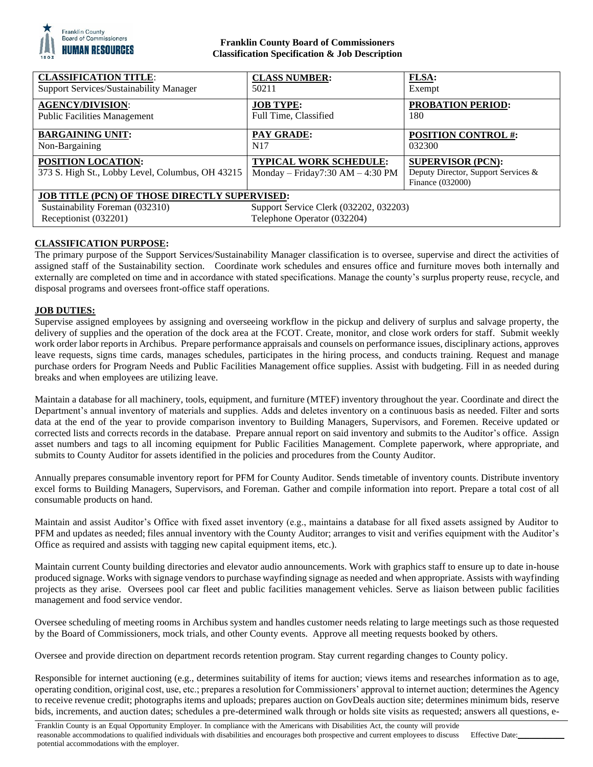**Franklin County Board of Commissioners**
**Classification Specification & Job Description**

| **CLASSIFICATION TITLE**: Support Services/Sustainability Manager | **CLASS NUMBER:** 50211 | **FLSA:** Exempt |
|---|---|---|
| **AGENCY/DIVISION**: Public Facilities Management | **JOB TYPE:** Full Time, Classified | **PROBATION PERIOD:** 180 |
| **BARGAINING UNIT:** Non-Bargaining | **PAY GRADE:** N17 | **POSITION CONTROL #:** 032300 |
| **POSITION LOCATION:** 373 S. High St., Lobby Level, Columbus, OH 43215 | **TYPICAL WORK SCHEDULE:** Monday – Friday7:30 AM – 4:30 PM | **SUPERVISOR (PCN):** Deputy Director, Support Services & Finance (032000) |
| **JOB TITLE (PCN) OF THOSE DIRECTLY SUPERVISED:** | | |
| Sustainability Foreman (032310) | Support Service Clerk (032202, 032203) | |
| Receptionist (032201) | Telephone Operator (032204) | |

**CLASSIFICATION PURPOSE:**

The primary purpose of the Support Services/Sustainability Manager classification is to oversee, supervise and direct the activities of assigned staff of the Sustainability section. Coordinate work schedules and ensures office and furniture moves both internally and externally are completed on time and in accordance with stated specifications. Manage the county's surplus property reuse, recycle, and disposal programs and oversees front-office staff operations.

**JOB DUTIES:**

Supervise assigned employees by assigning and overseeing workflow in the pickup and delivery of surplus and salvage property, the delivery of supplies and the operation of the dock area at the FCOT. Create, monitor, and close work orders for staff. Submit weekly work order labor reports in Archibus. Prepare performance appraisals and counsels on performance issues, disciplinary actions, approves leave requests, signs time cards, manages schedules, participates in the hiring process, and conducts training. Request and manage purchase orders for Program Needs and Public Facilities Management office supplies. Assist with budgeting. Fill in as needed during breaks and when employees are utilizing leave.

Maintain a database for all machinery, tools, equipment, and furniture (MTEF) inventory throughout the year. Coordinate and direct the Department's annual inventory of materials and supplies. Adds and deletes inventory on a continuous basis as needed. Filter and sorts data at the end of the year to provide comparison inventory to Building Managers, Supervisors, and Foremen. Receive updated or corrected lists and corrects records in the database. Prepare annual report on said inventory and submits to the Auditor's office. Assign asset numbers and tags to all incoming equipment for Public Facilities Management. Complete paperwork, where appropriate, and submits to County Auditor for assets identified in the policies and procedures from the County Auditor.

Annually prepares consumable inventory report for PFM for County Auditor. Sends timetable of inventory counts. Distribute inventory excel forms to Building Managers, Supervisors, and Foreman. Gather and compile information into report. Prepare a total cost of all consumable products on hand.

Maintain and assist Auditor's Office with fixed asset inventory (e.g., maintains a database for all fixed assets assigned by Auditor to PFM and updates as needed; files annual inventory with the County Auditor; arranges to visit and verifies equipment with the Auditor's Office as required and assists with tagging new capital equipment items, etc.).

Maintain current County building directories and elevator audio announcements. Work with graphics staff to ensure up to date in-house produced signage. Works with signage vendors to purchase wayfinding signage as needed and when appropriate. Assists with wayfinding projects as they arise. Oversees pool car fleet and public facilities management vehicles. Serve as liaison between public facilities management and food service vendor.

Oversee scheduling of meeting rooms in Archibus system and handles customer needs relating to large meetings such as those requested by the Board of Commissioners, mock trials, and other County events. Approve all meeting requests booked by others.

Oversee and provide direction on department records retention program. Stay current regarding changes to County policy.

Responsible for internet auctioning (e.g., determines suitability of items for auction; views items and researches information as to age, operating condition, original cost, use, etc.; prepares a resolution for Commissioners' approval to internet auction; determines the Agency to receive revenue credit; photographs items and uploads; prepares auction on GovDeals auction site; determines minimum bids, reserve bids, increments, and auction dates; schedules a pre-determined walk through or holds site visits as requested; answers all questions, e-

Franklin County is an Equal Opportunity Employer. In compliance with the Americans with Disabilities Act, the county will provide reasonable accommodations to qualified individuals with disabilities and encourages both prospective and current employees to discuss potential accommodations with the employer. Effective Date:___________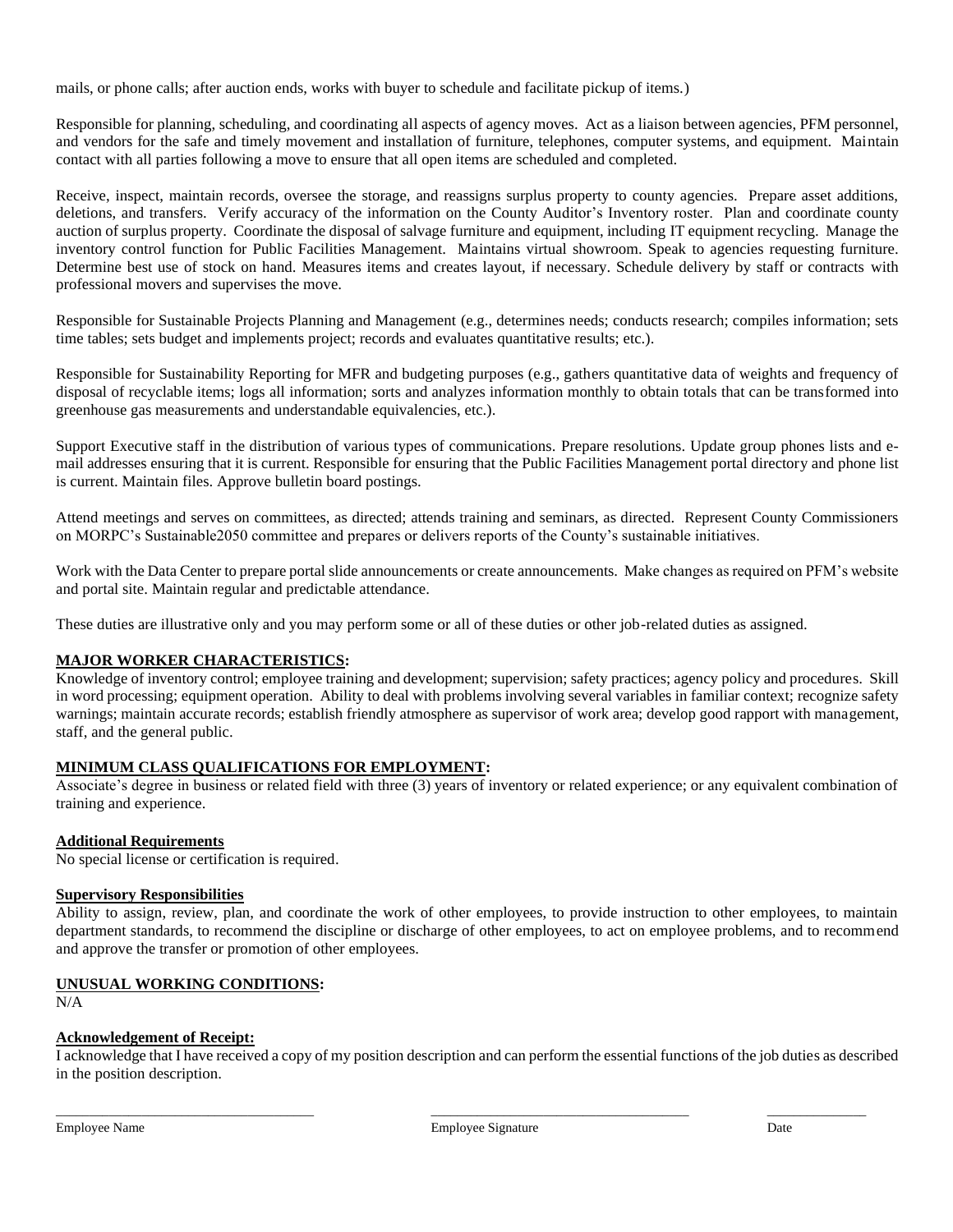mails, or phone calls; after auction ends, works with buyer to schedule and facilitate pickup of items.)

Responsible for planning, scheduling, and coordinating all aspects of agency moves. Act as a liaison between agencies, PFM personnel, and vendors for the safe and timely movement and installation of furniture, telephones, computer systems, and equipment. Maintain contact with all parties following a move to ensure that all open items are scheduled and completed.

Receive, inspect, maintain records, oversee the storage, and reassigns surplus property to county agencies. Prepare asset additions, deletions, and transfers. Verify accuracy of the information on the County Auditor's Inventory roster. Plan and coordinate county auction of surplus property. Coordinate the disposal of salvage furniture and equipment, including IT equipment recycling. Manage the inventory control function for Public Facilities Management. Maintains virtual showroom. Speak to agencies requesting furniture. Determine best use of stock on hand. Measures items and creates layout, if necessary. Schedule delivery by staff or contracts with professional movers and supervises the move.

Responsible for Sustainable Projects Planning and Management (e.g., determines needs; conducts research; compiles information; sets time tables; sets budget and implements project; records and evaluates quantitative results; etc.).

Responsible for Sustainability Reporting for MFR and budgeting purposes (e.g., gathers quantitative data of weights and frequency of disposal of recyclable items; logs all information; sorts and analyzes information monthly to obtain totals that can be transformed into greenhouse gas measurements and understandable equivalencies, etc.).

Support Executive staff in the distribution of various types of communications. Prepare resolutions. Update group phones lists and e-mail addresses ensuring that it is current. Responsible for ensuring that the Public Facilities Management portal directory and phone list is current. Maintain files. Approve bulletin board postings.

Attend meetings and serves on committees, as directed; attends training and seminars, as directed. Represent County Commissioners on MORPC's Sustainable2050 committee and prepares or delivers reports of the County's sustainable initiatives.

Work with the Data Center to prepare portal slide announcements or create announcements. Make changes as required on PFM's website and portal site. Maintain regular and predictable attendance.

These duties are illustrative only and you may perform some or all of these duties or other job-related duties as assigned.

**MAJOR WORKER CHARACTERISTICS:**
Knowledge of inventory control; employee training and development; supervision; safety practices; agency policy and procedures. Skill in word processing; equipment operation. Ability to deal with problems involving several variables in familiar context; recognize safety warnings; maintain accurate records; establish friendly atmosphere as supervisor of work area; develop good rapport with management, staff, and the general public.

**MINIMUM CLASS QUALIFICATIONS FOR EMPLOYMENT:**
Associate's degree in business or related field with three (3) years of inventory or related experience; or any equivalent combination of training and experience.

**Additional Requirements**
No special license or certification is required.

**Supervisory Responsibilities**
Ability to assign, review, plan, and coordinate the work of other employees, to provide instruction to other employees, to maintain department standards, to recommend the discipline or discharge of other employees, to act on employee problems, and to recommend and approve the transfer or promotion of other employees.

**UNUSUAL WORKING CONDITIONS:**
N/A

**Acknowledgement of Receipt:**
I acknowledge that I have received a copy of my position description and can perform the essential functions of the job duties as described in the position description.

_____________________________________ _____________________________________ ______________

Employee Name Employee Signature Date